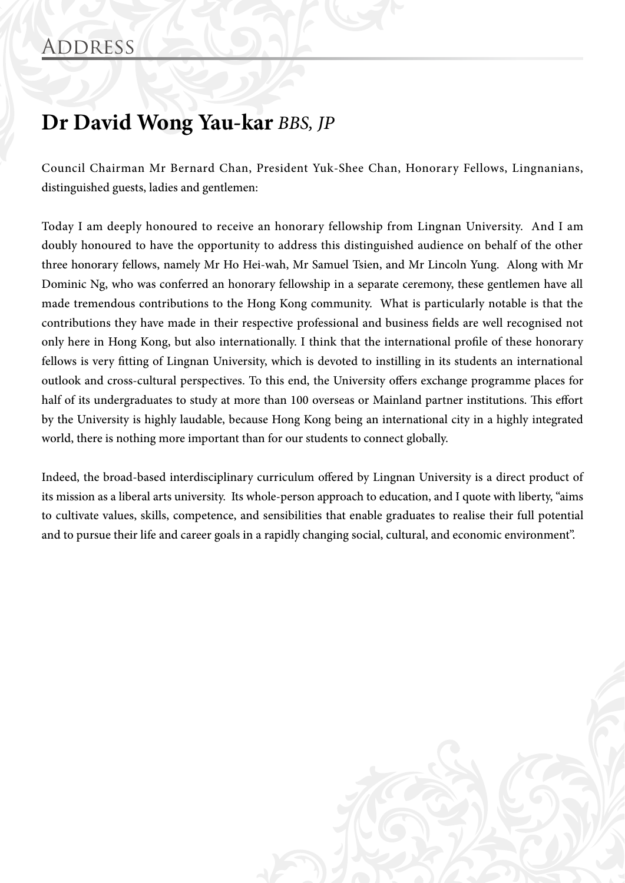# Address

## Dr David Wong Yau-kar *BBS, JP*

Council Chairman Mr Bernard Chan, President Yuk-Shee Chan, Honorary Fellows, Lingnanians, distinguished guests, ladies and gentlemen:

Today I am deeply honoured to receive an honorary fellowship from Lingnan University. And I am doubly honoured to have the opportunity to address this distinguished audience on behalf of the other three honorary fellows, namely Mr Ho Hei-wah, Mr Samuel Tsien, and Mr Lincoln Yung. Along with Mr Dominic Ng, who was conferred an honorary fellowship in a separate ceremony, these gentlemen have all made tremendous contributions to the Hong Kong community. What is particularly notable is that the contributions they have made in their respective professional and business fields are well recognised not only here in Hong Kong, but also internationally. I think that the international profile of these honorary fellows is very fitting of Lingnan University, which is devoted to instilling in its students an international outlook and cross-cultural perspectives. To this end, the University offers exchange programme places for half of its undergraduates to study at more than 100 overseas or Mainland partner institutions. This effort by the University is highly laudable, because Hong Kong being an international city in a highly integrated world, there is nothing more important than for our students to connect globally.

Indeed, the broad-based interdisciplinary curriculum offered by Lingnan University is a direct product of its mission as a liberal arts university. Its whole-person approach to education, and I quote with liberty, "aims to cultivate values, skills, competence, and sensibilities that enable graduates to realise their full potential and to pursue their life and career goals in a rapidly changing social, cultural, and economic environment".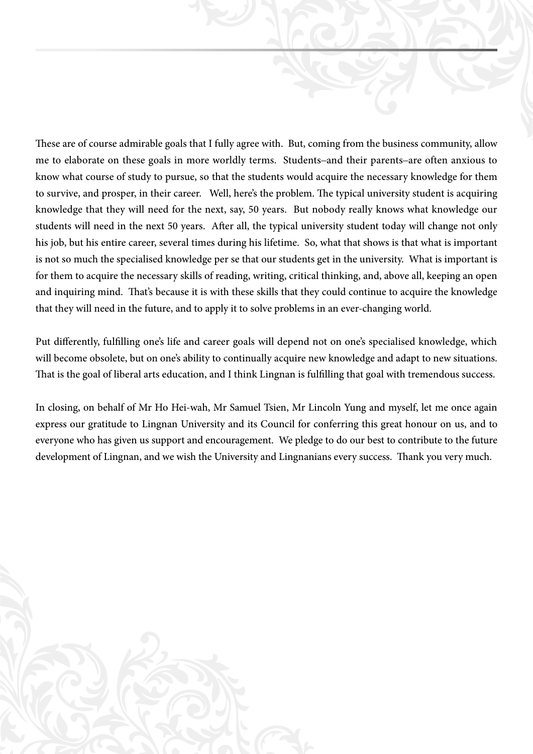These are of course admirable goals that I fully agree with. But, coming from the business community, allow me to elaborate on these goals in more worldly terms. Students–and their parents–are often anxious to know what course of study to pursue, so that the students would acquire the necessary knowledge for them to survive, and prosper, in their career. Well, here's the problem. The typical university student is acquiring knowledge that they will need for the next, say, 50 years. But nobody really knows what knowledge our students will need in the next 50 years. After all, the typical university student today will change not only his job, but his entire career, several times during his lifetime. So, what that shows is that what is important is not so much the specialised knowledge per se that our students get in the university. What is important is for them to acquire the necessary skills of reading, writing, critical thinking, and, above all, keeping an open and inquiring mind. That's because it is with these skills that they could continue to acquire the knowledge that they will need in the future, and to apply it to solve problems in an ever-changing world.

Put differently, fulfilling one's life and career goals will depend not on one's specialised knowledge, which will become obsolete, but on one's ability to continually acquire new knowledge and adapt to new situations. That is the goal of liberal arts education, and I think Lingnan is fulfilling that goal with tremendous success.

In closing, on behalf of Mr Ho Hei-wah, Mr Samuel Tsien, Mr Lincoln Yung and myself, let me once again express our gratitude to Lingnan University and its Council for conferring this great honour on us, and to everyone who has given us support and encouragement. We pledge to do our best to contribute to the future development of Lingnan, and we wish the University and Lingnanians every success. Thank you very much.